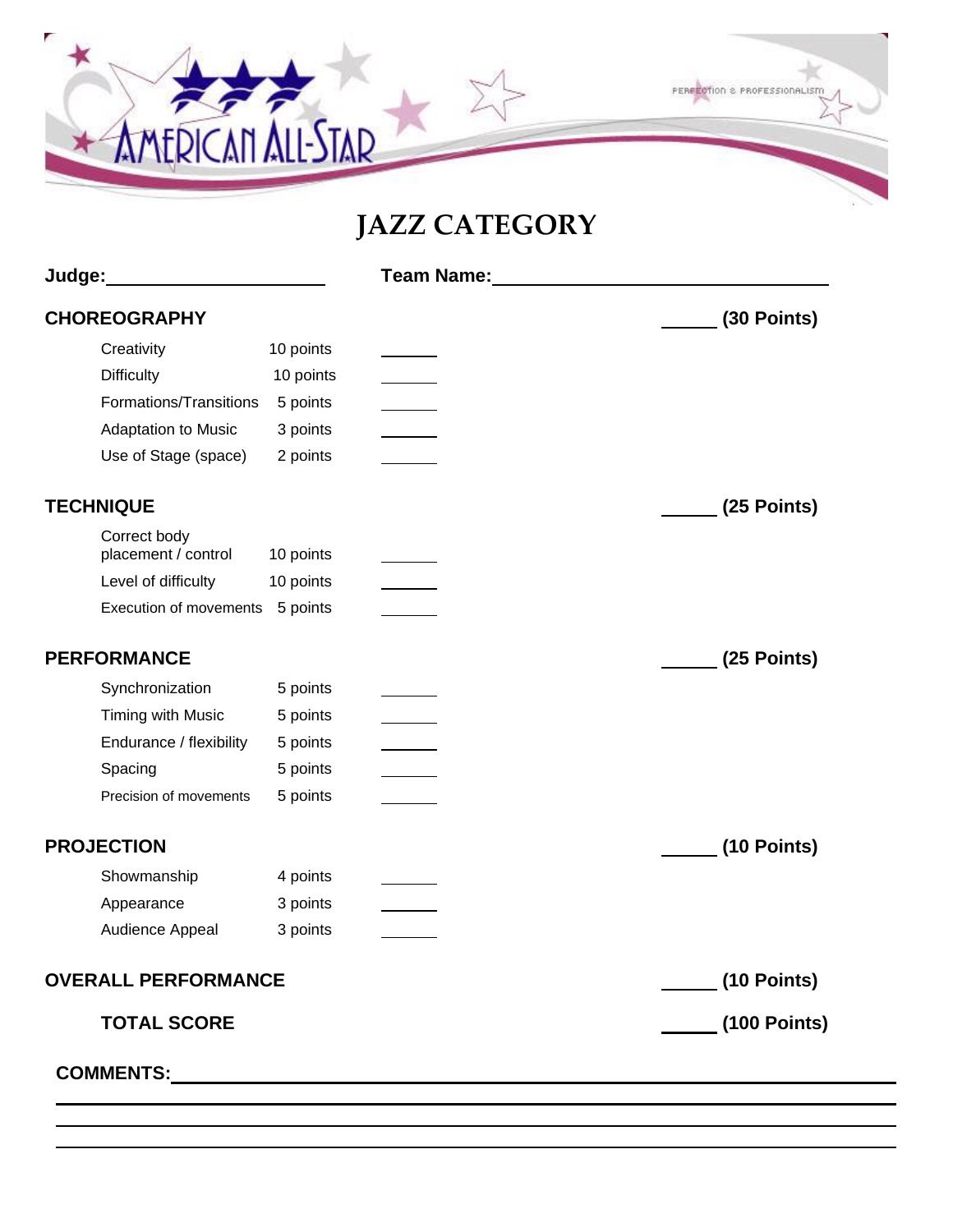AMERICAN ALL-STAR

PERFECTION & PROFESSIONALISM

# JAZZ CATEGORY

**Judge:** ______________________ **Team Name:** ______________________

## CHOREOGRAPHY ______ (30 Points)

| | | |
|---|---|---|
| Creativity | 10 points | ______ |
| Difficulty | 10 points | ______ |
| Formations/Transitions | 5 points | ______ |
| Adaptation to Music | 3 points | ______ |
| Use of Stage (space) | 2 points | ______ |

## TECHNIQUE ______ (25 Points)

| | | |
|---|---|---|
| Correct body placement / control | 10 points | ______ |
| Level of difficulty | 10 points | ______ |
| Execution of movements | 5 points | ______ |

## PERFORMANCE ______ (25 Points)

| | | |
|---|---|---|
| Synchronization | 5 points | ______ |
| Timing with Music | 5 points | ______ |
| Endurance / flexibility | 5 points | ______ |
| Spacing | 5 points | ______ |
| Precision of movements | 5 points | ______ |

## PROJECTION ______ (10 Points)

| | | |
|---|---|---|
| Showmanship | 4 points | ______ |
| Appearance | 3 points | ______ |
| Audience Appeal | 3 points | ______ |

## OVERALL PERFORMANCE ______ (10 Points)

**TOTAL SCORE** ______ **(100 Points)**

**COMMENTS:** ______________________________________________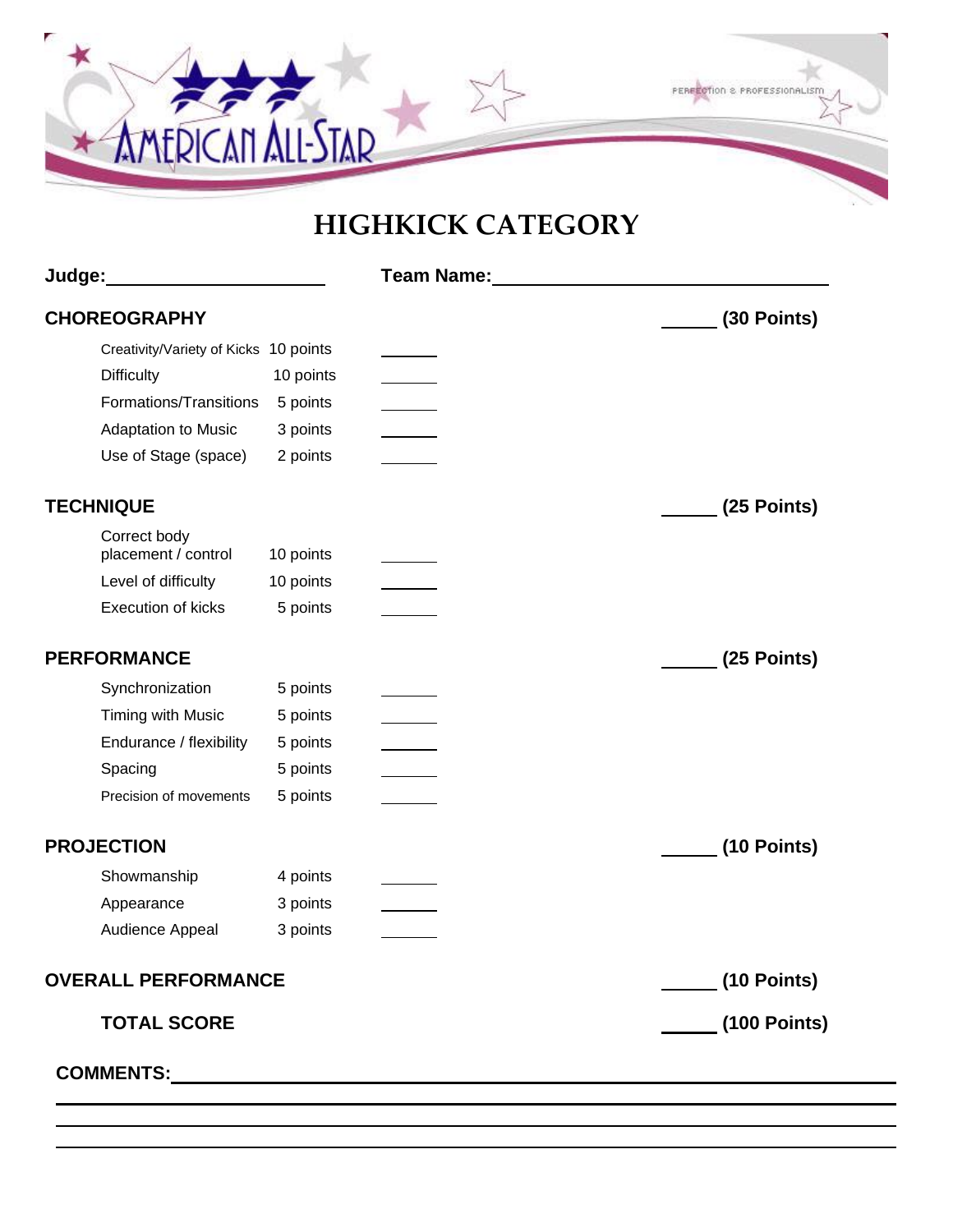AMERICAN ALL-STAR

PERFECTION & PROFESSIONALISM

# HIGHKICK CATEGORY

**Judge:** ____________________ **Team Name:** ______________________________

## CHOREOGRAPHY ______ (30 Points)

| | | |
|---|---|---|
| Creativity/Variety of Kicks | 10 points | ______ |
| Difficulty | 10 points | ______ |
| Formations/Transitions | 5 points | ______ |
| Adaptation to Music | 3 points | ______ |
| Use of Stage (space) | 2 points | ______ |

## TECHNIQUE ______ (25 Points)

| | | |
|---|---|---|
| Correct body placement / control | 10 points | ______ |
| Level of difficulty | 10 points | ______ |
| Execution of kicks | 5 points | ______ |

## PERFORMANCE ______ (25 Points)

| | | |
|---|---|---|
| Synchronization | 5 points | ______ |
| Timing with Music | 5 points | ______ |
| Endurance / flexibility | 5 points | ______ |
| Spacing | 5 points | ______ |
| Precision of movements | 5 points | ______ |

## PROJECTION ______ (10 Points)

| | | |
|---|---|---|
| Showmanship | 4 points | ______ |
| Appearance | 3 points | ______ |
| Audience Appeal | 3 points | ______ |

## OVERALL PERFORMANCE ______ (10 Points)

**TOTAL SCORE** ______ **(100 Points)**

**COMMENTS:** ____________________________________________________________

______________________________________________________________________

______________________________________________________________________

______________________________________________________________________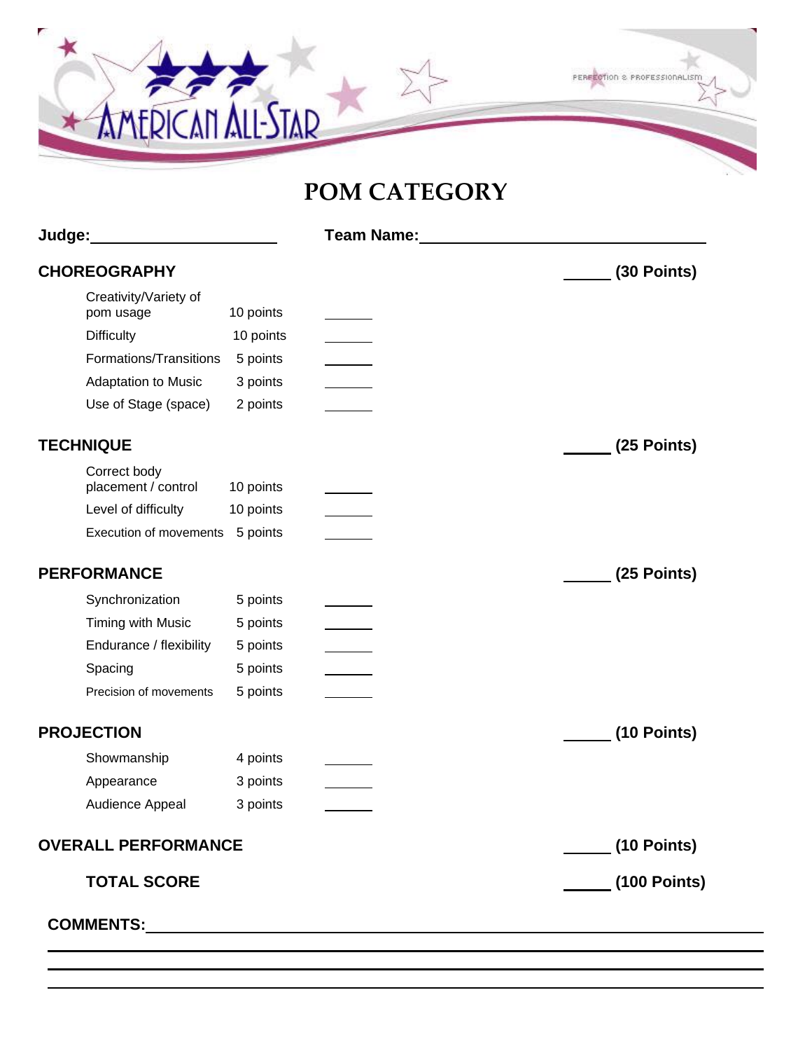AMERICAN ALL-STAR

PERFECTION & PROFESSIONALISM

# POM CATEGORY

**Judge:** ____________________ **Team Name:** ______________________________

**CHOREOGRAPHY** _____ **(30 Points)**

| | | |
|---|---|---|
| Creativity/Variety of pom usage | 10 points | ______ |
| Difficulty | 10 points | ______ |
| Formations/Transitions | 5 points | ______ |
| Adaptation to Music | 3 points | ______ |
| Use of Stage (space) | 2 points | ______ |

**TECHNIQUE** _____ **(25 Points)**

| | | |
|---|---|---|
| Correct body placement / control | 10 points | ______ |
| Level of difficulty | 10 points | ______ |
| Execution of movements | 5 points | ______ |

**PERFORMANCE** _____ **(25 Points)**

| | | |
|---|---|---|
| Synchronization | 5 points | ______ |
| Timing with Music | 5 points | ______ |
| Endurance / flexibility | 5 points | ______ |
| Spacing | 5 points | ______ |
| Precision of movements | 5 points | ______ |

**PROJECTION** _____ **(10 Points)**

| | | |
|---|---|---|
| Showmanship | 4 points | ______ |
| Appearance | 3 points | ______ |
| Audience Appeal | 3 points | ______ |

**OVERALL PERFORMANCE** _____ **(10 Points)**

**TOTAL SCORE** _____ **(100 Points)**

**COMMENTS:** ____________________________________________

____________________________________________

____________________________________________

____________________________________________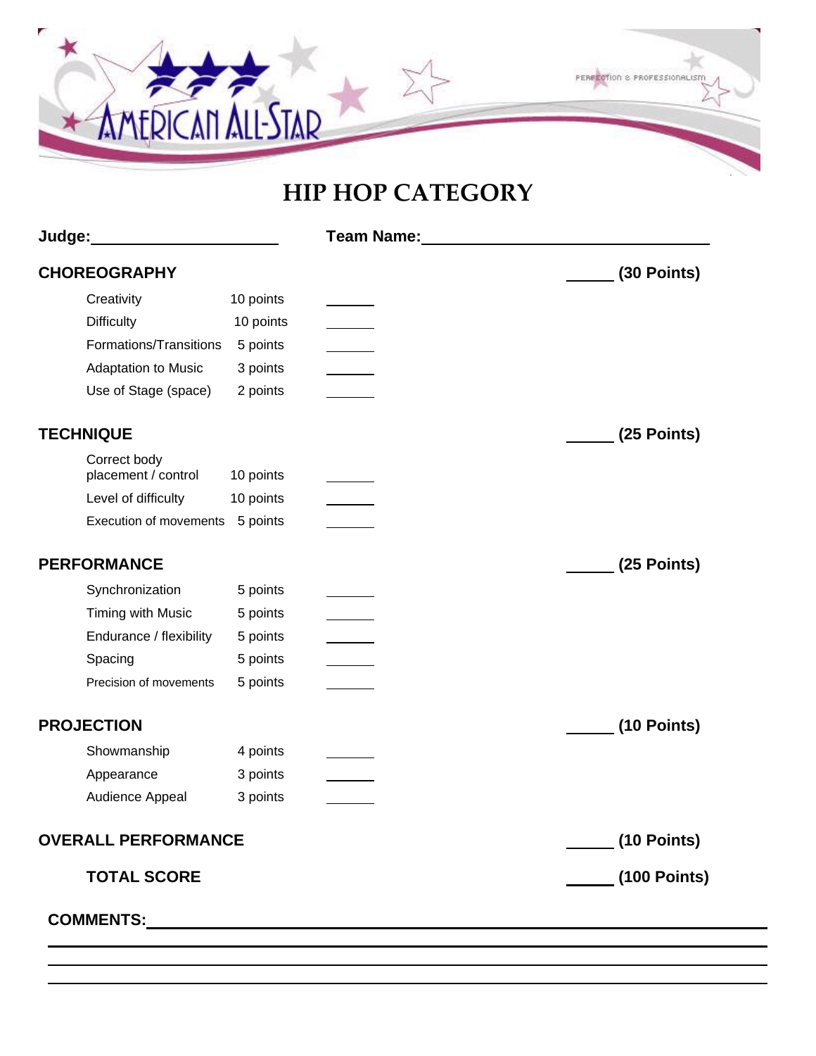AMERICAN ALL-STAR

PERFECTION & PROFESSIONALISM

# HIP HOP CATEGORY

**Judge:** ______________________ **Team Name:** ________________________________

| | | | |
|---|---|---|---|
| **CHOREOGRAPHY** | | | _____ **(30 Points)** |
| Creativity | 10 points | _____ | |
| Difficulty | 10 points | _____ | |
| Formations/Transitions | 5 points | _____ | |
| Adaptation to Music | 3 points | _____ | |
| Use of Stage (space) | 2 points | _____ | |
| **TECHNIQUE** | | | _____ **(25 Points)** |
| Correct body placement / control | 10 points | _____ | |
| Level of difficulty | 10 points | _____ | |
| Execution of movements | 5 points | _____ | |
| **PERFORMANCE** | | | _____ **(25 Points)** |
| Synchronization | 5 points | _____ | |
| Timing with Music | 5 points | _____ | |
| Endurance / flexibility | 5 points | _____ | |
| Spacing | 5 points | _____ | |
| Precision of movements | 5 points | _____ | |
| **PROJECTION** | | | _____ **(10 Points)** |
| Showmanship | 4 points | _____ | |
| Appearance | 3 points | _____ | |
| Audience Appeal | 3 points | _____ | |
| **OVERALL PERFORMANCE** | | | _____ **(10 Points)** |
| **TOTAL SCORE** | | | _____ **(100 Points)** |

**COMMENTS:** ____________________________________________________________

________________________________________________________________________

________________________________________________________________________

________________________________________________________________________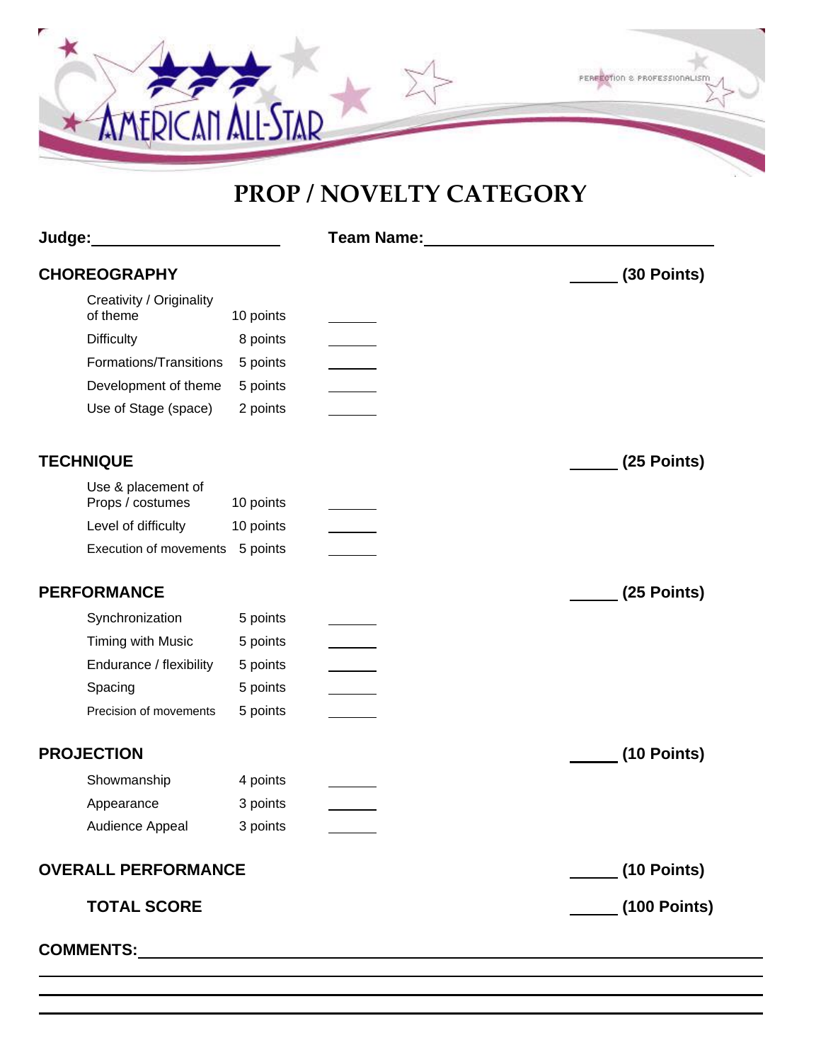AMERICAN ALL-STAR

PERFECTION & PROFESSIONALISM

# PROP / NOVELTY CATEGORY

**Judge:**\_\_\_\_\_\_\_\_\_\_\_\_\_\_\_\_\_\_\_\_ **Team Name:**\_\_\_\_\_\_\_\_\_\_\_\_\_\_\_\_\_\_\_\_\_\_\_\_\_\_\_\_\_\_

| **CHOREOGRAPHY** | | | ______ **(30 Points)** |
|---|---|---|---|
| Creativity / Originality of theme | 10 points | ______ | |
| Difficulty | 8 points | ______ | |
| Formations/Transitions | 5 points | ______ | |
| Development of theme | 5 points | ______ | |
| Use of Stage (space) | 2 points | ______ | |
| **TECHNIQUE** | | | ______ **(25 Points)** |
| Use & placement of Props / costumes | 10 points | ______ | |
| Level of difficulty | 10 points | ______ | |
| Execution of movements | 5 points | ______ | |
| **PERFORMANCE** | | | ______ **(25 Points)** |
| Synchronization | 5 points | ______ | |
| Timing with Music | 5 points | ______ | |
| Endurance / flexibility | 5 points | ______ | |
| Spacing | 5 points | ______ | |
| Precision of movements | 5 points | ______ | |
| **PROJECTION** | | | ______ **(10 Points)** |
| Showmanship | 4 points | ______ | |
| Appearance | 3 points | ______ | |
| Audience Appeal | 3 points | ______ | |
| **OVERALL PERFORMANCE** | | | ______ **(10 Points)** |
| **TOTAL SCORE** | | | ______ **(100 Points)** |

**COMMENTS:**\_\_\_\_\_\_\_\_\_\_\_\_\_\_\_\_\_\_\_\_\_\_\_\_\_\_\_\_\_\_\_\_\_\_\_\_\_\_\_\_\_\_\_\_\_\_\_\_\_\_\_\_\_\_\_\_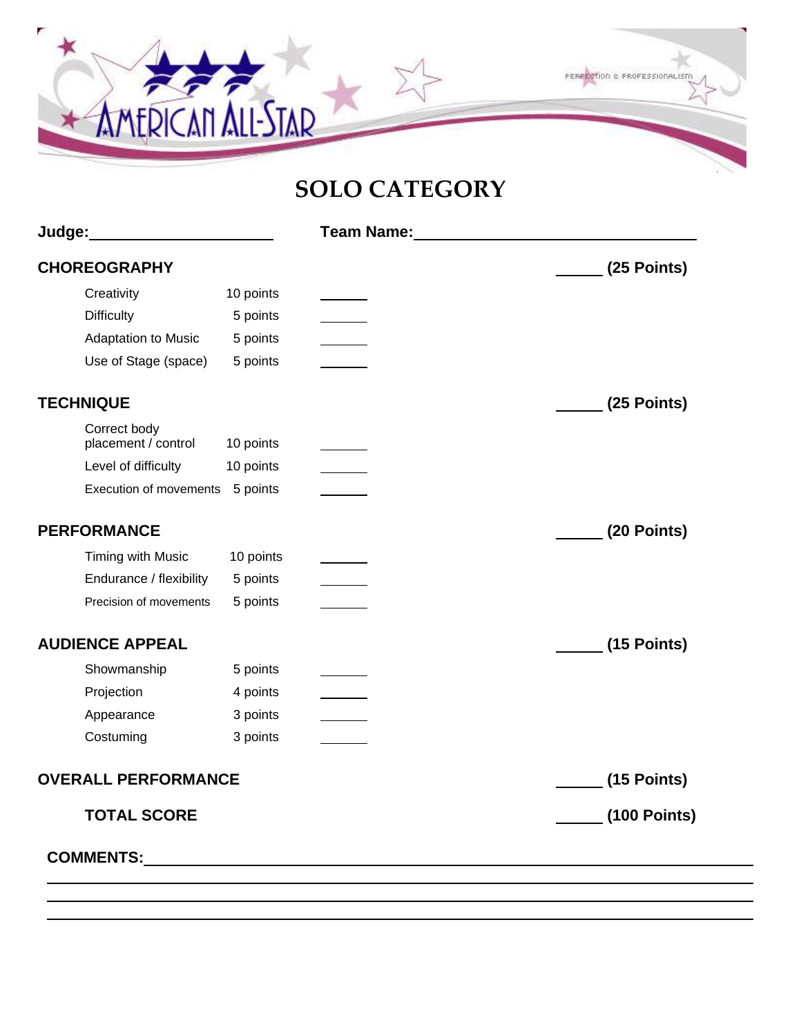AMERICAN ALL-STAR

PERFECTION & PROFESSIONALISM

# SOLO CATEGORY

**Judge:**\_\_\_\_\_\_\_\_\_\_\_\_\_\_\_\_\_\_\_\_ **Team Name:**\_\_\_\_\_\_\_\_\_\_\_\_\_\_\_\_\_\_\_\_\_\_\_\_\_\_\_\_

| | | | |
|---|---|---|---|
| **CHOREOGRAPHY** | | | \_\_\_\_\_ **(25 Points)** |
| Creativity | 10 points | \_\_\_\_\_ | |
| Difficulty | 5 points | \_\_\_\_\_ | |
| Adaptation to Music | 5 points | \_\_\_\_\_ | |
| Use of Stage (space) | 5 points | \_\_\_\_\_ | |
| **TECHNIQUE** | | | \_\_\_\_\_ **(25 Points)** |
| Correct body placement / control | 10 points | \_\_\_\_\_ | |
| Level of difficulty | 10 points | \_\_\_\_\_ | |
| Execution of movements | 5 points | \_\_\_\_\_ | |
| **PERFORMANCE** | | | \_\_\_\_\_ **(20 Points)** |
| Timing with Music | 10 points | \_\_\_\_\_ | |
| Endurance / flexibility | 5 points | \_\_\_\_\_ | |
| Precision of movements | 5 points | \_\_\_\_\_ | |
| **AUDIENCE APPEAL** | | | \_\_\_\_\_ **(15 Points)** |
| Showmanship | 5 points | \_\_\_\_\_ | |
| Projection | 4 points | \_\_\_\_\_ | |
| Appearance | 3 points | \_\_\_\_\_ | |
| Costuming | 3 points | \_\_\_\_\_ | |
| **OVERALL PERFORMANCE** | | | \_\_\_\_\_ **(15 Points)** |
| **TOTAL SCORE** | | | \_\_\_\_\_ **(100 Points)** |

**COMMENTS:**\_\_\_\_\_\_\_\_\_\_\_\_\_\_\_\_\_\_\_\_\_\_\_\_\_\_\_\_\_\_\_\_\_\_\_\_\_\_\_\_\_\_\_\_\_\_\_\_\_\_\_\_\_\_\_\_\_\_

\_\_\_\_\_\_\_\_\_\_\_\_\_\_\_\_\_\_\_\_\_\_\_\_\_\_\_\_\_\_\_\_\_\_\_\_\_\_\_\_\_\_\_\_\_\_\_\_\_\_\_\_\_\_\_\_\_\_\_\_\_\_\_\_\_\_\_\_\_\_

\_\_\_\_\_\_\_\_\_\_\_\_\_\_\_\_\_\_\_\_\_\_\_\_\_\_\_\_\_\_\_\_\_\_\_\_\_\_\_\_\_\_\_\_\_\_\_\_\_\_\_\_\_\_\_\_\_\_\_\_\_\_\_\_\_\_\_\_\_\_

\_\_\_\_\_\_\_\_\_\_\_\_\_\_\_\_\_\_\_\_\_\_\_\_\_\_\_\_\_\_\_\_\_\_\_\_\_\_\_\_\_\_\_\_\_\_\_\_\_\_\_\_\_\_\_\_\_\_\_\_\_\_\_\_\_\_\_\_\_\_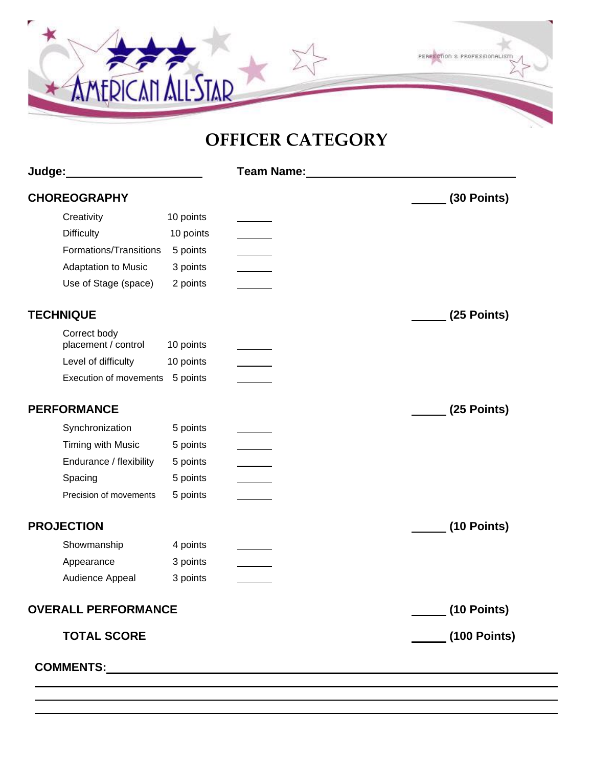AMERICAN ALL-STAR

PERFECTION & PROFESSIONALISM

# OFFICER CATEGORY

**Judge:** ____________________ **Team Name:** ______________________________

## CHOREOGRAPHY _____ (30 Points)

| | | |
|---|---|---|
| Creativity | 10 points | _____ |
| Difficulty | 10 points | _____ |
| Formations/Transitions | 5 points | _____ |
| Adaptation to Music | 3 points | _____ |
| Use of Stage (space) | 2 points | _____ |

## TECHNIQUE _____ (25 Points)

| | | |
|---|---|---|
| Correct body placement / control | 10 points | _____ |
| Level of difficulty | 10 points | _____ |
| Execution of movements | 5 points | _____ |

## PERFORMANCE _____ (25 Points)

| | | |
|---|---|---|
| Synchronization | 5 points | _____ |
| Timing with Music | 5 points | _____ |
| Endurance / flexibility | 5 points | _____ |
| Spacing | 5 points | _____ |
| Precision of movements | 5 points | _____ |

## PROJECTION _____ (10 Points)

| | | |
|---|---|---|
| Showmanship | 4 points | _____ |
| Appearance | 3 points | _____ |
| Audience Appeal | 3 points | _____ |

## OVERALL PERFORMANCE _____ (10 Points)

**TOTAL SCORE** _____ **(100 Points)**

**COMMENTS:** ______________________________________________